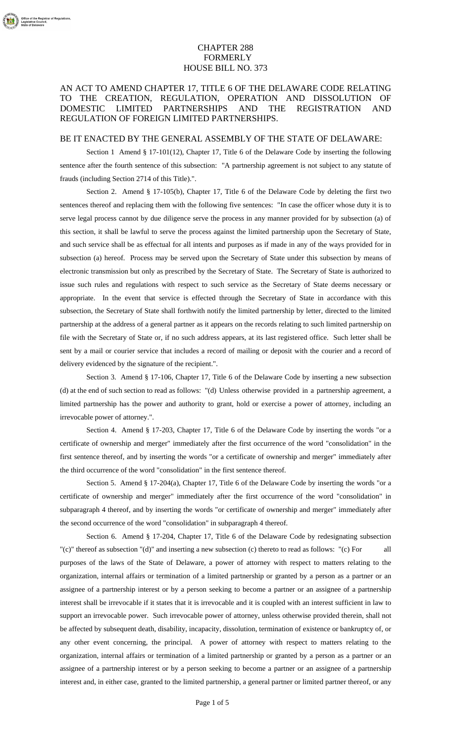# CHAPTER 288
# FORMERLY
# HOUSE BILL NO. 373

## AN ACT TO AMEND CHAPTER 17, TITLE 6 OF THE DELAWARE CODE RELATING TO THE CREATION, REGULATION, OPERATION AND DISSOLUTION OF DOMESTIC LIMITED PARTNERSHIPS AND THE REGISTRATION AND REGULATION OF FOREIGN LIMITED PARTNERSHIPS.

BE IT ENACTED BY THE GENERAL ASSEMBLY OF THE STATE OF DELAWARE:

Section 1 Amend § 17-101(12), Chapter 17, Title 6 of the Delaware Code by inserting the following sentence after the fourth sentence of this subsection: "A partnership agreement is not subject to any statute of frauds (including Section 2714 of this Title).".

Section 2. Amend § 17-105(b), Chapter 17, Title 6 of the Delaware Code by deleting the first two sentences thereof and replacing them with the following five sentences: "In case the officer whose duty it is to serve legal process cannot by due diligence serve the process in any manner provided for by subsection (a) of this section, it shall be lawful to serve the process against the limited partnership upon the Secretary of State, and such service shall be as effectual for all intents and purposes as if made in any of the ways provided for in subsection (a) hereof. Process may be served upon the Secretary of State under this subsection by means of electronic transmission but only as prescribed by the Secretary of State. The Secretary of State is authorized to issue such rules and regulations with respect to such service as the Secretary of State deems necessary or appropriate. In the event that service is effected through the Secretary of State in accordance with this subsection, the Secretary of State shall forthwith notify the limited partnership by letter, directed to the limited partnership at the address of a general partner as it appears on the records relating to such limited partnership on file with the Secretary of State or, if no such address appears, at its last registered office. Such letter shall be sent by a mail or courier service that includes a record of mailing or deposit with the courier and a record of delivery evidenced by the signature of the recipient.".

Section 3. Amend § 17-106, Chapter 17, Title 6 of the Delaware Code by inserting a new subsection (d) at the end of such section to read as follows: "(d) Unless otherwise provided in a partnership agreement, a limited partnership has the power and authority to grant, hold or exercise a power of attorney, including an irrevocable power of attorney.".

Section 4. Amend § 17-203, Chapter 17, Title 6 of the Delaware Code by inserting the words "or a certificate of ownership and merger" immediately after the first occurrence of the word "consolidation" in the first sentence thereof, and by inserting the words "or a certificate of ownership and merger" immediately after the third occurrence of the word "consolidation" in the first sentence thereof.

Section 5. Amend § 17-204(a), Chapter 17, Title 6 of the Delaware Code by inserting the words "or a certificate of ownership and merger" immediately after the first occurrence of the word "consolidation" in subparagraph 4 thereof, and by inserting the words "or certificate of ownership and merger" immediately after the second occurrence of the word "consolidation" in subparagraph 4 thereof.

Section 6. Amend § 17-204, Chapter 17, Title 6 of the Delaware Code by redesignating subsection "(c)" thereof as subsection "(d)" and inserting a new subsection (c) thereto to read as follows: "(c) For all purposes of the laws of the State of Delaware, a power of attorney with respect to matters relating to the organization, internal affairs or termination of a limited partnership or granted by a person as a partner or an assignee of a partnership interest or by a person seeking to become a partner or an assignee of a partnership interest shall be irrevocable if it states that it is irrevocable and it is coupled with an interest sufficient in law to support an irrevocable power. Such irrevocable power of attorney, unless otherwise provided therein, shall not be affected by subsequent death, disability, incapacity, dissolution, termination of existence or bankruptcy of, or any other event concerning, the principal. A power of attorney with respect to matters relating to the organization, internal affairs or termination of a limited partnership or granted by a person as a partner or an assignee of a partnership interest or by a person seeking to become a partner or an assignee of a partnership interest and, in either case, granted to the limited partnership, a general partner or limited partner thereof, or any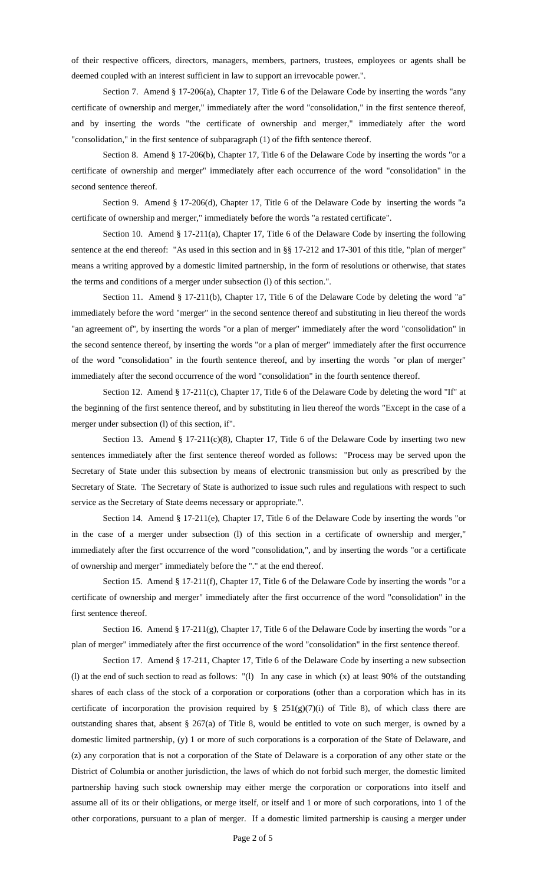of their respective officers, directors, managers, members, partners, trustees, employees or agents shall be deemed coupled with an interest sufficient in law to support an irrevocable power.".

Section 7. Amend § 17-206(a), Chapter 17, Title 6 of the Delaware Code by inserting the words "any certificate of ownership and merger," immediately after the word "consolidation," in the first sentence thereof, and by inserting the words "the certificate of ownership and merger," immediately after the word "consolidation," in the first sentence of subparagraph (1) of the fifth sentence thereof.

Section 8. Amend § 17-206(b), Chapter 17, Title 6 of the Delaware Code by inserting the words "or a certificate of ownership and merger" immediately after each occurrence of the word "consolidation" in the second sentence thereof.

Section 9. Amend § 17-206(d), Chapter 17, Title 6 of the Delaware Code by inserting the words "a certificate of ownership and merger," immediately before the words "a restated certificate".

Section 10. Amend § 17-211(a), Chapter 17, Title 6 of the Delaware Code by inserting the following sentence at the end thereof: "As used in this section and in §§ 17-212 and 17-301 of this title, "plan of merger" means a writing approved by a domestic limited partnership, in the form of resolutions or otherwise, that states the terms and conditions of a merger under subsection (l) of this section.".

Section 11. Amend § 17-211(b), Chapter 17, Title 6 of the Delaware Code by deleting the word "a" immediately before the word "merger" in the second sentence thereof and substituting in lieu thereof the words "an agreement of", by inserting the words "or a plan of merger" immediately after the word "consolidation" in the second sentence thereof, by inserting the words "or a plan of merger" immediately after the first occurrence of the word "consolidation" in the fourth sentence thereof, and by inserting the words "or plan of merger" immediately after the second occurrence of the word "consolidation" in the fourth sentence thereof.

Section 12. Amend § 17-211(c), Chapter 17, Title 6 of the Delaware Code by deleting the word "If" at the beginning of the first sentence thereof, and by substituting in lieu thereof the words "Except in the case of a merger under subsection (l) of this section, if".

Section 13. Amend § 17-211(c)(8), Chapter 17, Title 6 of the Delaware Code by inserting two new sentences immediately after the first sentence thereof worded as follows: "Process may be served upon the Secretary of State under this subsection by means of electronic transmission but only as prescribed by the Secretary of State. The Secretary of State is authorized to issue such rules and regulations with respect to such service as the Secretary of State deems necessary or appropriate.".

Section 14. Amend § 17-211(e), Chapter 17, Title 6 of the Delaware Code by inserting the words "or in the case of a merger under subsection (l) of this section in a certificate of ownership and merger," immediately after the first occurrence of the word "consolidation,", and by inserting the words "or a certificate of ownership and merger" immediately before the "." at the end thereof.

Section 15. Amend § 17-211(f), Chapter 17, Title 6 of the Delaware Code by inserting the words "or a certificate of ownership and merger" immediately after the first occurrence of the word "consolidation" in the first sentence thereof.

Section 16. Amend § 17-211(g), Chapter 17, Title 6 of the Delaware Code by inserting the words "or a plan of merger" immediately after the first occurrence of the word "consolidation" in the first sentence thereof.

Section 17. Amend § 17-211, Chapter 17, Title 6 of the Delaware Code by inserting a new subsection (l) at the end of such section to read as follows: "(l) In any case in which (x) at least 90% of the outstanding shares of each class of the stock of a corporation or corporations (other than a corporation which has in its certificate of incorporation the provision required by § 251(g)(7)(i) of Title 8), of which class there are outstanding shares that, absent § 267(a) of Title 8, would be entitled to vote on such merger, is owned by a domestic limited partnership, (y) 1 or more of such corporations is a corporation of the State of Delaware, and (z) any corporation that is not a corporation of the State of Delaware is a corporation of any other state or the District of Columbia or another jurisdiction, the laws of which do not forbid such merger, the domestic limited partnership having such stock ownership may either merge the corporation or corporations into itself and assume all of its or their obligations, or merge itself, or itself and 1 or more of such corporations, into 1 of the other corporations, pursuant to a plan of merger. If a domestic limited partnership is causing a merger under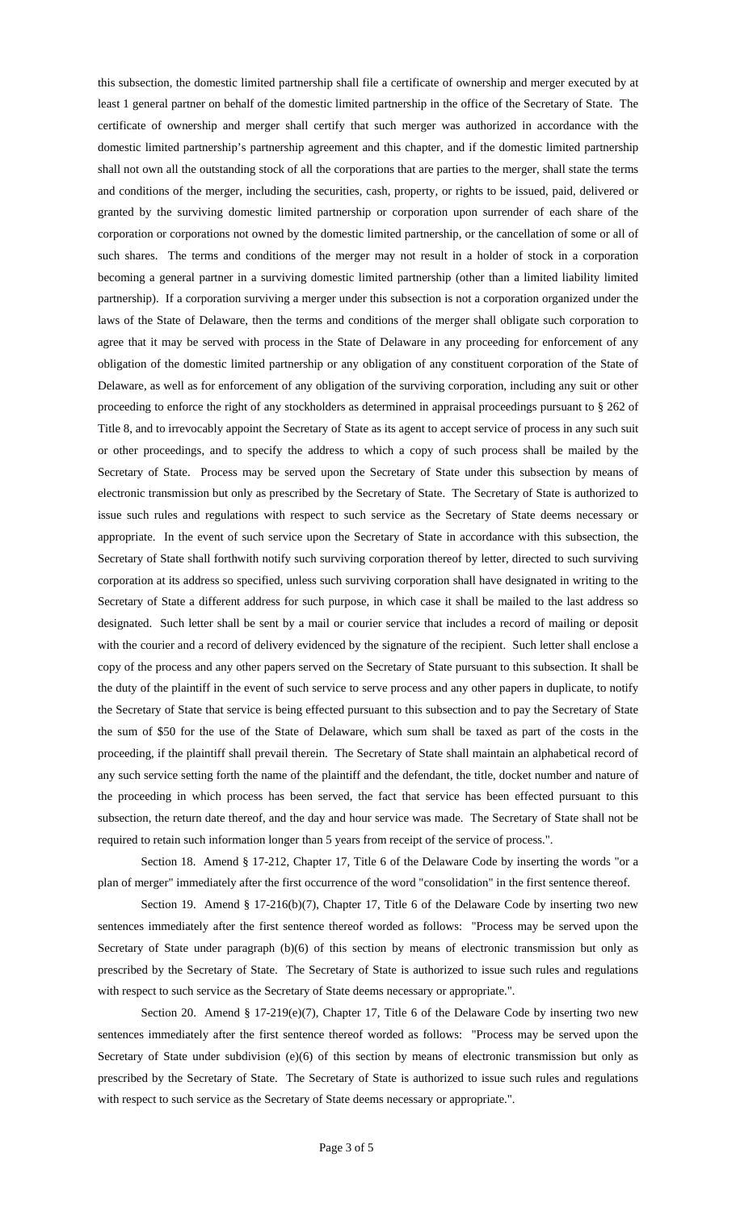this subsection, the domestic limited partnership shall file a certificate of ownership and merger executed by at least 1 general partner on behalf of the domestic limited partnership in the office of the Secretary of State. The certificate of ownership and merger shall certify that such merger was authorized in accordance with the domestic limited partnership's partnership agreement and this chapter, and if the domestic limited partnership shall not own all the outstanding stock of all the corporations that are parties to the merger, shall state the terms and conditions of the merger, including the securities, cash, property, or rights to be issued, paid, delivered or granted by the surviving domestic limited partnership or corporation upon surrender of each share of the corporation or corporations not owned by the domestic limited partnership, or the cancellation of some or all of such shares. The terms and conditions of the merger may not result in a holder of stock in a corporation becoming a general partner in a surviving domestic limited partnership (other than a limited liability limited partnership). If a corporation surviving a merger under this subsection is not a corporation organized under the laws of the State of Delaware, then the terms and conditions of the merger shall obligate such corporation to agree that it may be served with process in the State of Delaware in any proceeding for enforcement of any obligation of the domestic limited partnership or any obligation of any constituent corporation of the State of Delaware, as well as for enforcement of any obligation of the surviving corporation, including any suit or other proceeding to enforce the right of any stockholders as determined in appraisal proceedings pursuant to § 262 of Title 8, and to irrevocably appoint the Secretary of State as its agent to accept service of process in any such suit or other proceedings, and to specify the address to which a copy of such process shall be mailed by the Secretary of State. Process may be served upon the Secretary of State under this subsection by means of electronic transmission but only as prescribed by the Secretary of State. The Secretary of State is authorized to issue such rules and regulations with respect to such service as the Secretary of State deems necessary or appropriate. In the event of such service upon the Secretary of State in accordance with this subsection, the Secretary of State shall forthwith notify such surviving corporation thereof by letter, directed to such surviving corporation at its address so specified, unless such surviving corporation shall have designated in writing to the Secretary of State a different address for such purpose, in which case it shall be mailed to the last address so designated. Such letter shall be sent by a mail or courier service that includes a record of mailing or deposit with the courier and a record of delivery evidenced by the signature of the recipient. Such letter shall enclose a copy of the process and any other papers served on the Secretary of State pursuant to this subsection. It shall be the duty of the plaintiff in the event of such service to serve process and any other papers in duplicate, to notify the Secretary of State that service is being effected pursuant to this subsection and to pay the Secretary of State the sum of $50 for the use of the State of Delaware, which sum shall be taxed as part of the costs in the proceeding, if the plaintiff shall prevail therein. The Secretary of State shall maintain an alphabetical record of any such service setting forth the name of the plaintiff and the defendant, the title, docket number and nature of the proceeding in which process has been served, the fact that service has been effected pursuant to this subsection, the return date thereof, and the day and hour service was made. The Secretary of State shall not be required to retain such information longer than 5 years from receipt of the service of process.".

Section 18. Amend § 17-212, Chapter 17, Title 6 of the Delaware Code by inserting the words "or a plan of merger" immediately after the first occurrence of the word "consolidation" in the first sentence thereof.

Section 19. Amend § 17-216(b)(7), Chapter 17, Title 6 of the Delaware Code by inserting two new sentences immediately after the first sentence thereof worded as follows: "Process may be served upon the Secretary of State under paragraph (b)(6) of this section by means of electronic transmission but only as prescribed by the Secretary of State. The Secretary of State is authorized to issue such rules and regulations with respect to such service as the Secretary of State deems necessary or appropriate.".

Section 20. Amend § 17-219(e)(7), Chapter 17, Title 6 of the Delaware Code by inserting two new sentences immediately after the first sentence thereof worded as follows: "Process may be served upon the Secretary of State under subdivision (e)(6) of this section by means of electronic transmission but only as prescribed by the Secretary of State. The Secretary of State is authorized to issue such rules and regulations with respect to such service as the Secretary of State deems necessary or appropriate.".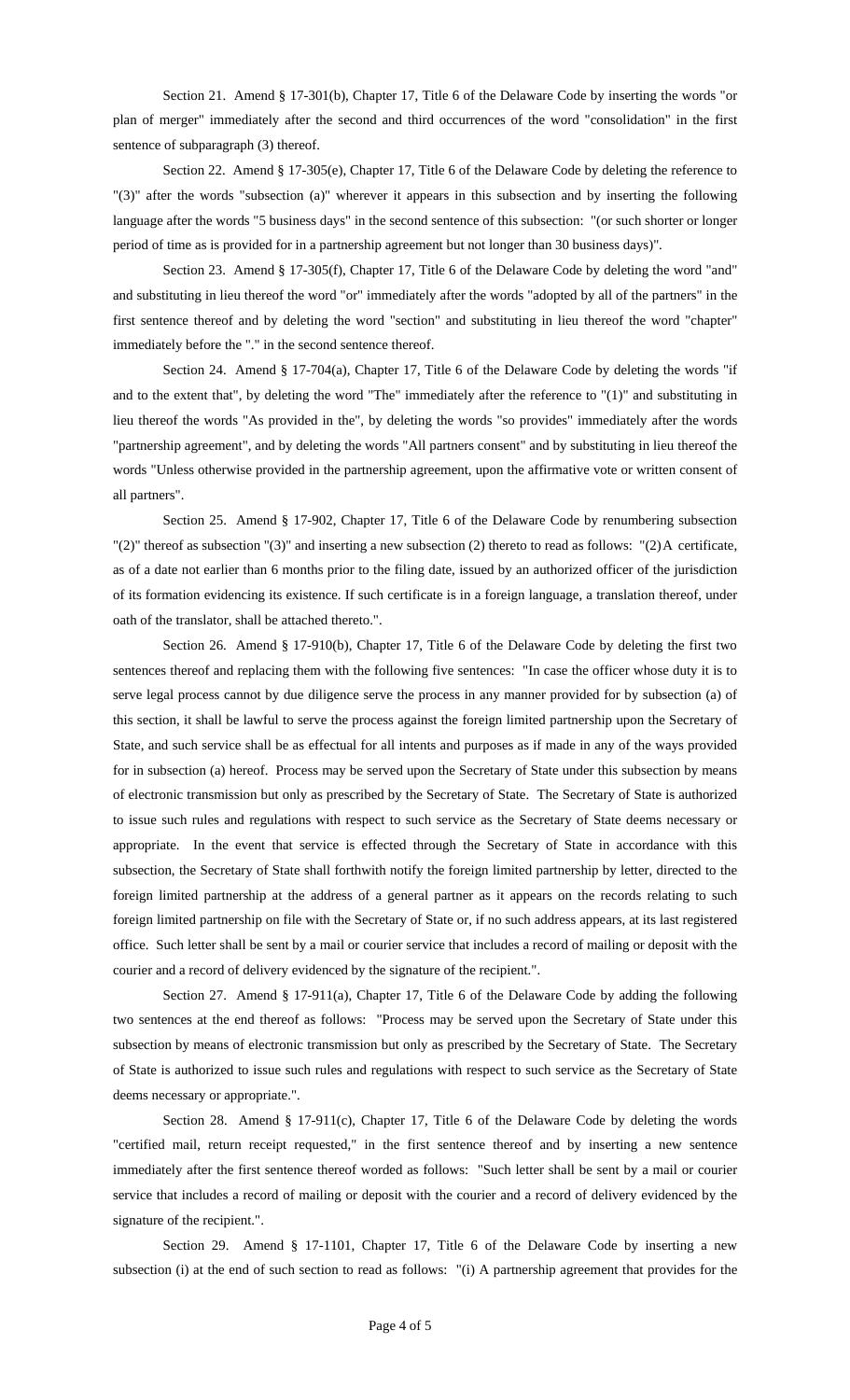Section 21. Amend § 17-301(b), Chapter 17, Title 6 of the Delaware Code by inserting the words "or plan of merger" immediately after the second and third occurrences of the word "consolidation" in the first sentence of subparagraph (3) thereof.

Section 22. Amend § 17-305(e), Chapter 17, Title 6 of the Delaware Code by deleting the reference to "(3)" after the words "subsection (a)" wherever it appears in this subsection and by inserting the following language after the words "5 business days" in the second sentence of this subsection: "(or such shorter or longer period of time as is provided for in a partnership agreement but not longer than 30 business days)".

Section 23. Amend § 17-305(f), Chapter 17, Title 6 of the Delaware Code by deleting the word "and" and substituting in lieu thereof the word "or" immediately after the words "adopted by all of the partners" in the first sentence thereof and by deleting the word "section" and substituting in lieu thereof the word "chapter" immediately before the "." in the second sentence thereof.

Section 24. Amend § 17-704(a), Chapter 17, Title 6 of the Delaware Code by deleting the words "if and to the extent that", by deleting the word "The" immediately after the reference to "(1)" and substituting in lieu thereof the words "As provided in the", by deleting the words "so provides" immediately after the words "partnership agreement", and by deleting the words "All partners consent" and by substituting in lieu thereof the words "Unless otherwise provided in the partnership agreement, upon the affirmative vote or written consent of all partners".

Section 25. Amend § 17-902, Chapter 17, Title 6 of the Delaware Code by renumbering subsection "(2)" thereof as subsection "(3)" and inserting a new subsection (2) thereto to read as follows: "(2) A certificate, as of a date not earlier than 6 months prior to the filing date, issued by an authorized officer of the jurisdiction of its formation evidencing its existence. If such certificate is in a foreign language, a translation thereof, under oath of the translator, shall be attached thereto.".

Section 26. Amend § 17-910(b), Chapter 17, Title 6 of the Delaware Code by deleting the first two sentences thereof and replacing them with the following five sentences: "In case the officer whose duty it is to serve legal process cannot by due diligence serve the process in any manner provided for by subsection (a) of this section, it shall be lawful to serve the process against the foreign limited partnership upon the Secretary of State, and such service shall be as effectual for all intents and purposes as if made in any of the ways provided for in subsection (a) hereof. Process may be served upon the Secretary of State under this subsection by means of electronic transmission but only as prescribed by the Secretary of State. The Secretary of State is authorized to issue such rules and regulations with respect to such service as the Secretary of State deems necessary or appropriate. In the event that service is effected through the Secretary of State in accordance with this subsection, the Secretary of State shall forthwith notify the foreign limited partnership by letter, directed to the foreign limited partnership at the address of a general partner as it appears on the records relating to such foreign limited partnership on file with the Secretary of State or, if no such address appears, at its last registered office. Such letter shall be sent by a mail or courier service that includes a record of mailing or deposit with the courier and a record of delivery evidenced by the signature of the recipient.".

Section 27. Amend § 17-911(a), Chapter 17, Title 6 of the Delaware Code by adding the following two sentences at the end thereof as follows: "Process may be served upon the Secretary of State under this subsection by means of electronic transmission but only as prescribed by the Secretary of State. The Secretary of State is authorized to issue such rules and regulations with respect to such service as the Secretary of State deems necessary or appropriate.".

Section 28. Amend § 17-911(c), Chapter 17, Title 6 of the Delaware Code by deleting the words "certified mail, return receipt requested," in the first sentence thereof and by inserting a new sentence immediately after the first sentence thereof worded as follows: "Such letter shall be sent by a mail or courier service that includes a record of mailing or deposit with the courier and a record of delivery evidenced by the signature of the recipient.".

Section 29. Amend § 17-1101, Chapter 17, Title 6 of the Delaware Code by inserting a new subsection (i) at the end of such section to read as follows: "(i) A partnership agreement that provides for the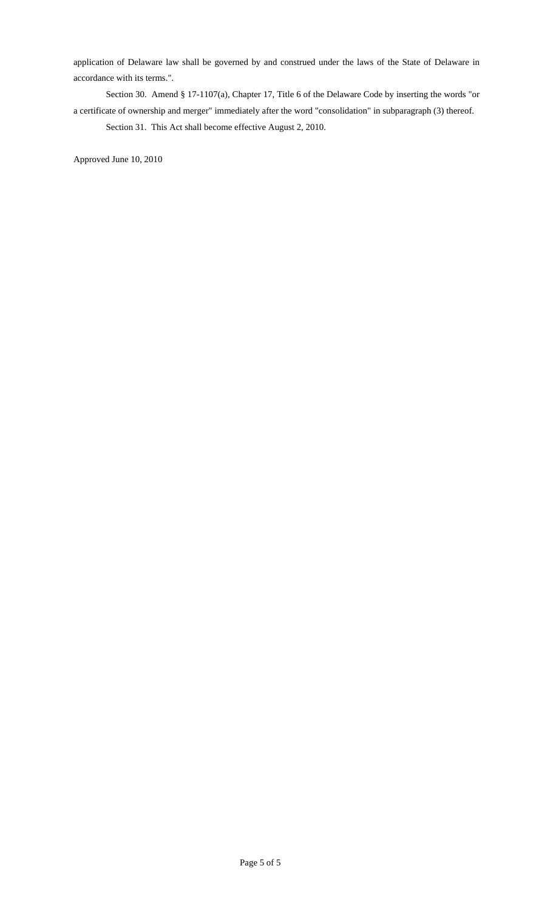application of Delaware law shall be governed by and construed under the laws of the State of Delaware in accordance with its terms.".

Section 30. Amend § 17-1107(a), Chapter 17, Title 6 of the Delaware Code by inserting the words "or a certificate of ownership and merger" immediately after the word "consolidation" in subparagraph (3) thereof.

Section 31. This Act shall become effective August 2, 2010.

Approved June 10, 2010